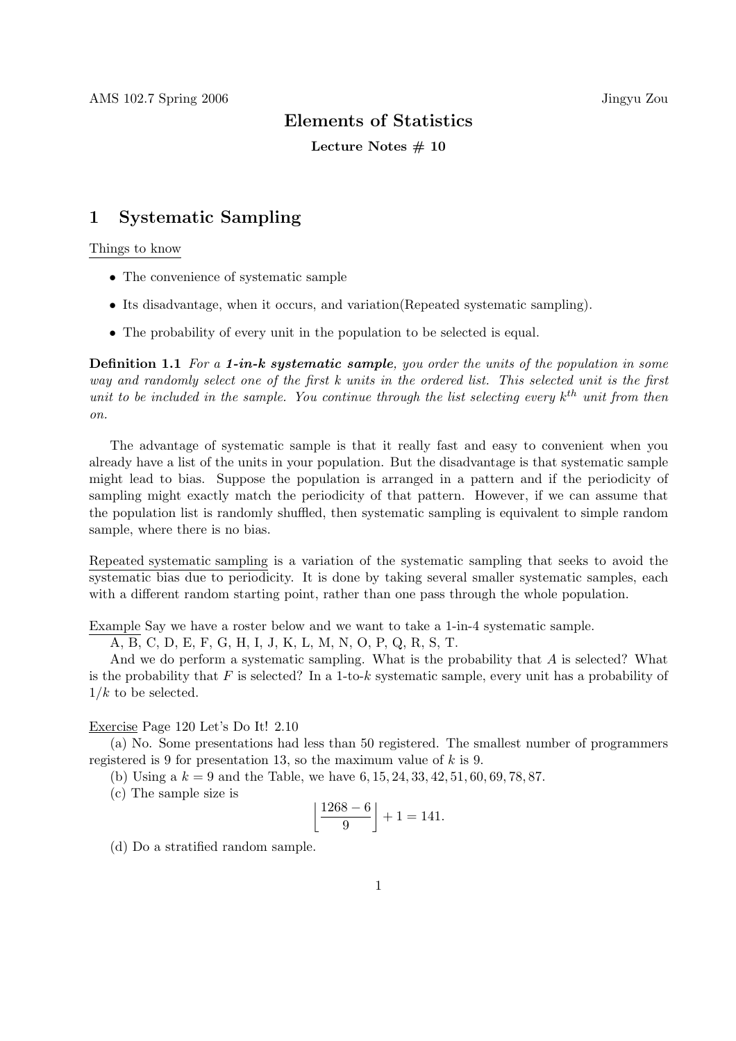AMS 102.7 Spring 2006 Jingyu Zou

# Elements of Statistics

**Lecture Notes # 10**

## 1 Systematic Sampling

Things to know

- The convenience of systematic sample
- Its disadvantage, when it occurs, and variation(Repeated systematic sampling).
- The probability of every unit in the population to be selected is equal.

**Definition 1.1** *For a* ***1-in-k systematic sample****, you order the units of the population in some way and randomly select one of the first k units in the ordered list. This selected unit is the first unit to be included in the sample. You continue through the list selecting every $k^{th}$ unit from then on.*

The advantage of systematic sample is that it really fast and easy to convenient when you already have a list of the units in your population. But the disadvantage is that systematic sample might lead to bias. Suppose the population is arranged in a pattern and if the periodicity of sampling might exactly match the periodicity of that pattern. However, if we can assume that the population list is randomly shuffled, then systematic sampling is equivalent to simple random sample, where there is no bias.

Repeated systematic sampling is a variation of the systematic sampling that seeks to avoid the systematic bias due to periodicity. It is done by taking several smaller systematic samples, each with a different random starting point, rather than one pass through the whole population.

Example Say we have a roster below and we want to take a 1-in-4 systematic sample.

A, B, C, D, E, F, G, H, I, J, K, L, M, N, O, P, Q, R, S, T.

And we do perform a systematic sampling. What is the probability that $A$ is selected? What is the probability that $F$ is selected? In a 1-to-$k$ systematic sample, every unit has a probability of $1/k$ to be selected.

Exercise Page 120 Let's Do It! 2.10

(a) No. Some presentations had less than 50 registered. The smallest number of programmers registered is 9 for presentation 13, so the maximum value of $k$ is 9.

(b) Using a $k = 9$ and the Table, we have $6, 15, 24, 33, 42, 51, 60, 69, 78, 87$.

(c) The sample size is

$$\left\lfloor \frac{1268 - 6}{9} \right\rfloor + 1 = 141.$$

(d) Do a stratified random sample.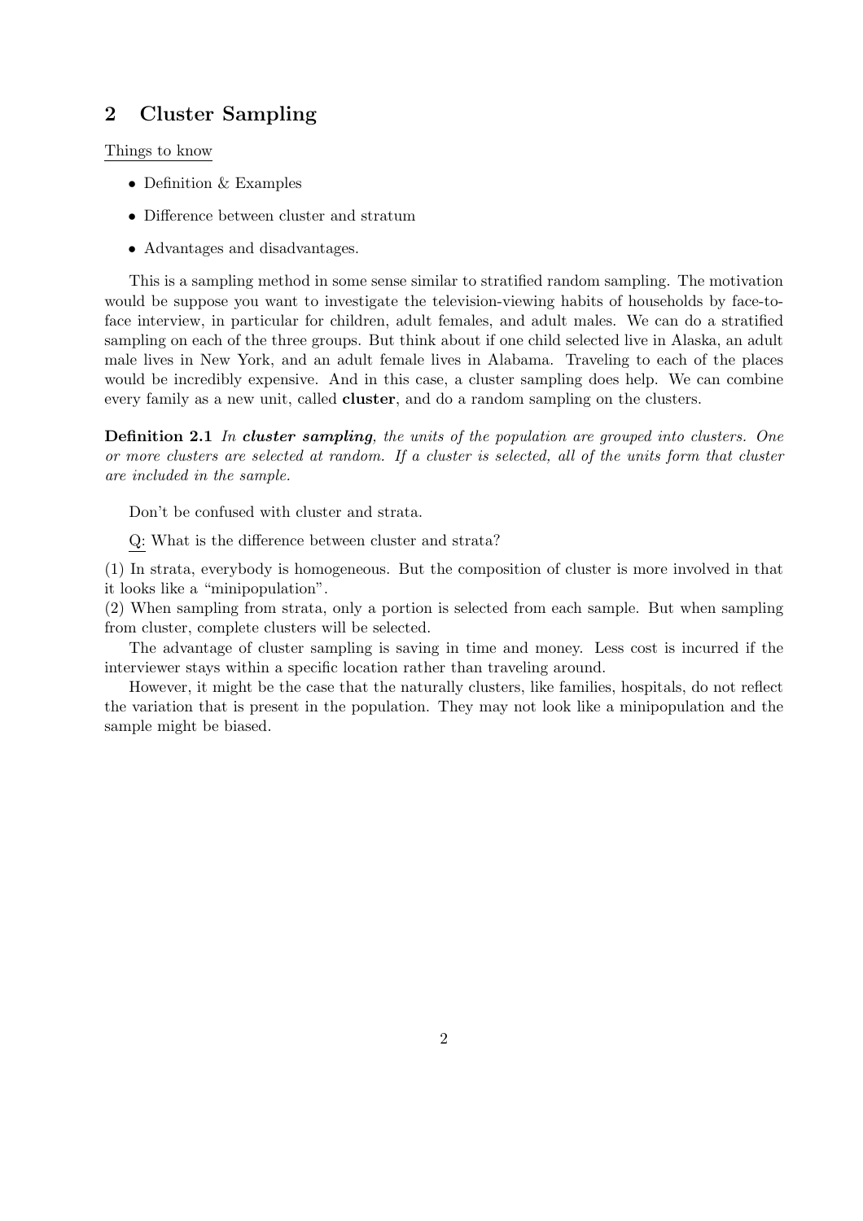## 2 Cluster Sampling

Things to know

- Definition & Examples
- Difference between cluster and stratum
- Advantages and disadvantages.

This is a sampling method in some sense similar to stratified random sampling. The motivation would be suppose you want to investigate the television-viewing habits of households by face-to-face interview, in particular for children, adult females, and adult males. We can do a stratified sampling on each of the three groups. But think about if one child selected live in Alaska, an adult male lives in New York, and an adult female lives in Alabama. Traveling to each of the places would be incredibly expensive. And in this case, a cluster sampling does help. We can combine every family as a new unit, called **cluster**, and do a random sampling on the clusters.

**Definition 2.1** *In **cluster sampling**, the units of the population are grouped into clusters. One or more clusters are selected at random. If a cluster is selected, all of the units form that cluster are included in the sample.*

Don't be confused with cluster and strata.

Q: What is the difference between cluster and strata?

(1) In strata, everybody is homogeneous. But the composition of cluster is more involved in that it looks like a "minipopulation".
(2) When sampling from strata, only a portion is selected from each sample. But when sampling from cluster, complete clusters will be selected.

The advantage of cluster sampling is saving in time and money. Less cost is incurred if the interviewer stays within a specific location rather than traveling around.

However, it might be the case that the naturally clusters, like families, hospitals, do not reflect the variation that is present in the population. They may not look like a minipopulation and the sample might be biased.